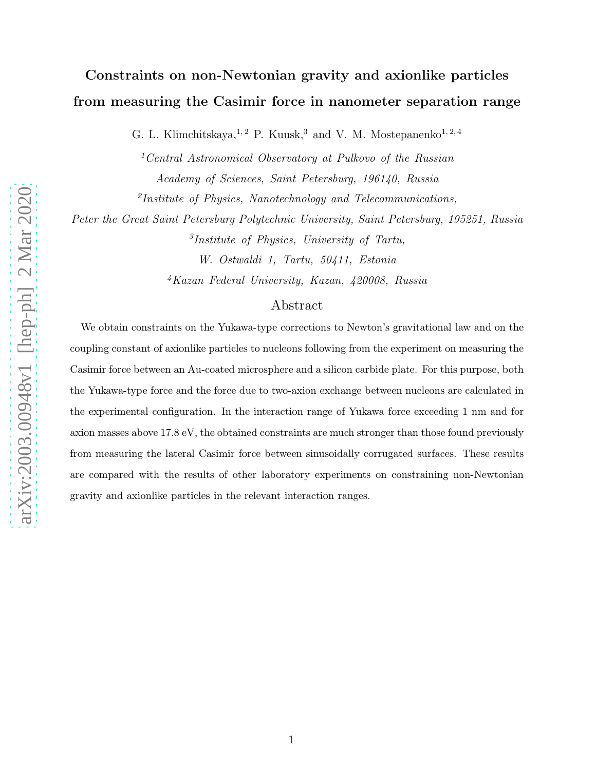# Constraints on non-Newtonian gravity and axionlike particles from measuring the Casimir force in nanometer separation range

G. L. Klimchitskaya,[1,2] P. Kuusk,[3] and V. M. Mostepanenko[1,2,4]

[1] *Central Astronomical Observatory at Pulkovo of the Russian Academy of Sciences, Saint Petersburg, 196140, Russia*

[2] *Institute of Physics, Nanotechnology and Telecommunications, Peter the Great Saint Petersburg Polytechnic University, Saint Petersburg, 195251, Russia*

[3] *Institute of Physics, University of Tartu, W. Ostwaldi 1, Tartu, 50411, Estonia*

[4] *Kazan Federal University, Kazan, 420008, Russia*

## Abstract

We obtain constraints on the Yukawa-type corrections to Newton's gravitational law and on the coupling constant of axionlike particles to nucleons following from the experiment on measuring the Casimir force between an Au-coated microsphere and a silicon carbide plate. For this purpose, both the Yukawa-type force and the force due to two-axion exchange between nucleons are calculated in the experimental configuration. In the interaction range of Yukawa force exceeding 1 nm and for axion masses above 17.8 eV, the obtained constraints are much stronger than those found previously from measuring the lateral Casimir force between sinusoidally corrugated surfaces. These results are compared with the results of other laboratory experiments on constraining non-Newtonian gravity and axionlike particles in the relevant interaction ranges.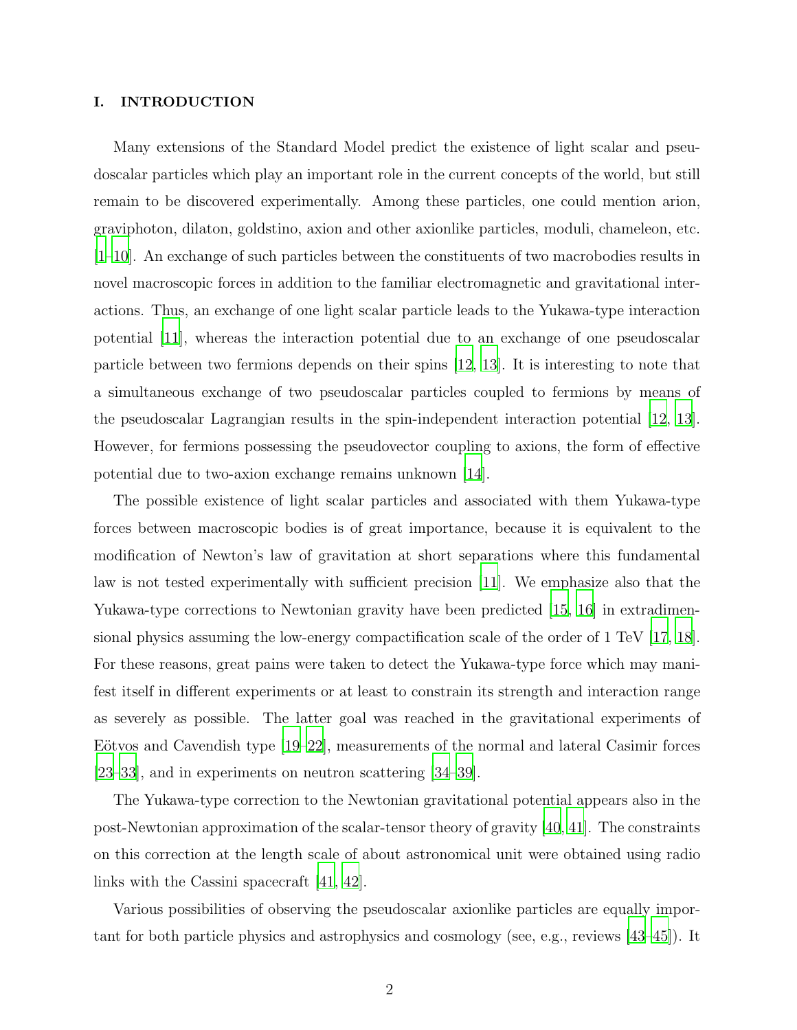## I. INTRODUCTION

Many extensions of the Standard Model predict the existence of light scalar and pseudoscalar particles which play an important role in the current concepts of the world, but still remain to be discovered experimentally. Among these particles, one could mention arion, graviphoton, dilaton, goldstino, axion and other axionlike particles, moduli, chameleon, etc. [1–10]. An exchange of such particles between the constituents of two macrobodies results in novel macroscopic forces in addition to the familiar electromagnetic and gravitational interactions. Thus, an exchange of one light scalar particle leads to the Yukawa-type interaction potential [11], whereas the interaction potential due to an exchange of one pseudoscalar particle between two fermions depends on their spins [12, 13]. It is interesting to note that a simultaneous exchange of two pseudoscalar particles coupled to fermions by means of the pseudoscalar Lagrangian results in the spin-independent interaction potential [12, 13]. However, for fermions possessing the pseudovector coupling to axions, the form of effective potential due to two-axion exchange remains unknown [14].

The possible existence of light scalar particles and associated with them Yukawa-type forces between macroscopic bodies is of great importance, because it is equivalent to the modification of Newton's law of gravitation at short separations where this fundamental law is not tested experimentally with sufficient precision [11]. We emphasize also that the Yukawa-type corrections to Newtonian gravity have been predicted [15, 16] in extradimensional physics assuming the low-energy compactification scale of the order of 1 TeV [17, 18]. For these reasons, great pains were taken to detect the Yukawa-type force which may manifest itself in different experiments or at least to constrain its strength and interaction range as severely as possible. The latter goal was reached in the gravitational experiments of Eötvos and Cavendish type [19–22], measurements of the normal and lateral Casimir forces [23–33], and in experiments on neutron scattering [34–39].

The Yukawa-type correction to the Newtonian gravitational potential appears also in the post-Newtonian approximation of the scalar-tensor theory of gravity [40, 41]. The constraints on this correction at the length scale of about astronomical unit were obtained using radio links with the Cassini spacecraft [41, 42].

Various possibilities of observing the pseudoscalar axionlike particles are equally important for both particle physics and astrophysics and cosmology (see, e.g., reviews [43–45]). It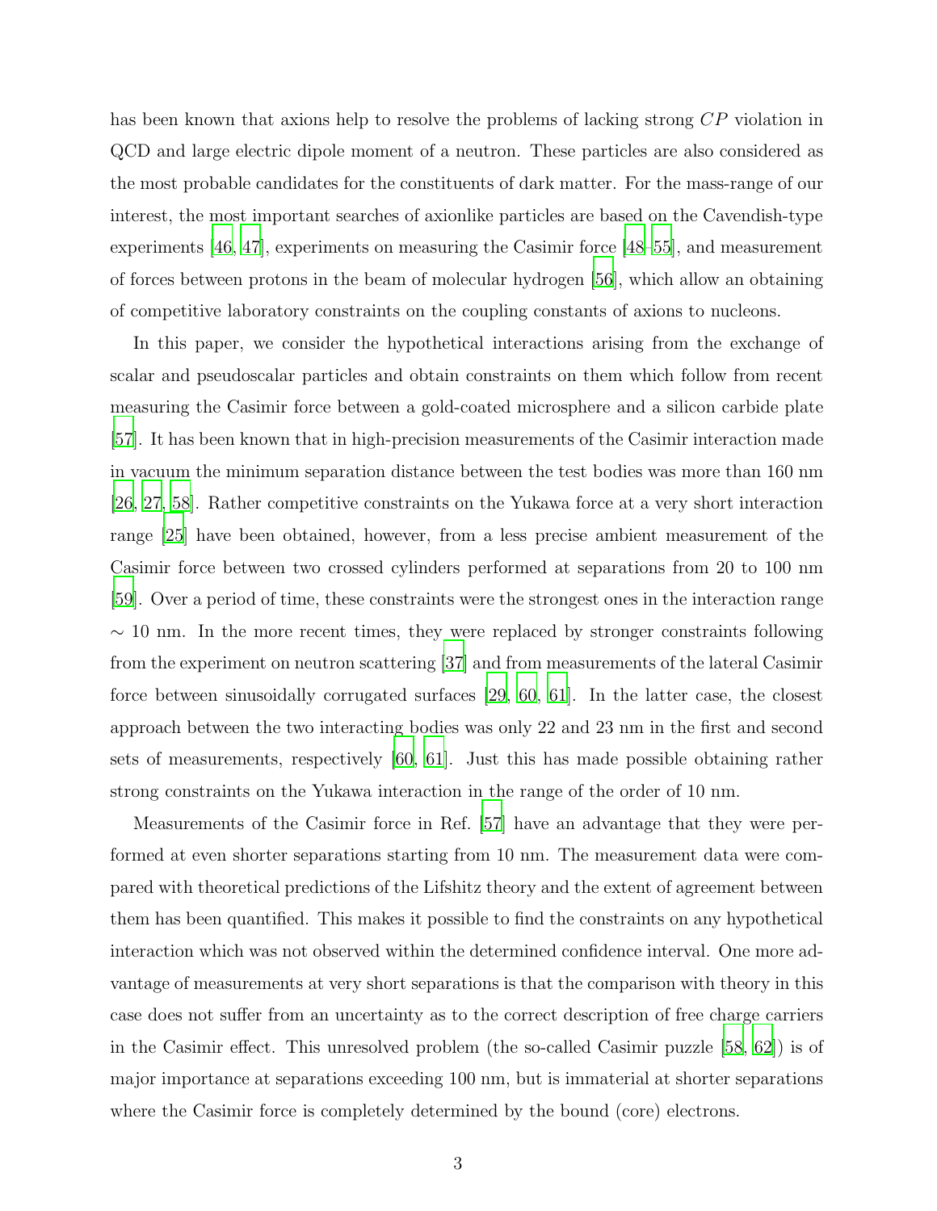has been known that axions help to resolve the problems of lacking strong $CP$ violation in QCD and large electric dipole moment of a neutron. These particles are also considered as the most probable candidates for the constituents of dark matter. For the mass-range of our interest, the most important searches of axionlike particles are based on the Cavendish-type experiments [46, 47], experiments on measuring the Casimir force [48–55], and measurement of forces between protons in the beam of molecular hydrogen [56], which allow an obtaining of competitive laboratory constraints on the coupling constants of axions to nucleons.

In this paper, we consider the hypothetical interactions arising from the exchange of scalar and pseudoscalar particles and obtain constraints on them which follow from recent measuring the Casimir force between a gold-coated microsphere and a silicon carbide plate [57]. It has been known that in high-precision measurements of the Casimir interaction made in vacuum the minimum separation distance between the test bodies was more than 160 nm [26, 27, 58]. Rather competitive constraints on the Yukawa force at a very short interaction range [25] have been obtained, however, from a less precise ambient measurement of the Casimir force between two crossed cylinders performed at separations from 20 to 100 nm [59]. Over a period of time, these constraints were the strongest ones in the interaction range $\sim 10$ nm. In the more recent times, they were replaced by stronger constraints following from the experiment on neutron scattering [37] and from measurements of the lateral Casimir force between sinusoidally corrugated surfaces [29, 60, 61]. In the latter case, the closest approach between the two interacting bodies was only 22 and 23 nm in the first and second sets of measurements, respectively [60, 61]. Just this has made possible obtaining rather strong constraints on the Yukawa interaction in the range of the order of 10 nm.

Measurements of the Casimir force in Ref. [57] have an advantage that they were performed at even shorter separations starting from 10 nm. The measurement data were compared with theoretical predictions of the Lifshitz theory and the extent of agreement between them has been quantified. This makes it possible to find the constraints on any hypothetical interaction which was not observed within the determined confidence interval. One more advantage of measurements at very short separations is that the comparison with theory in this case does not suffer from an uncertainty as to the correct description of free charge carriers in the Casimir effect. This unresolved problem (the so-called Casimir puzzle [58, 62]) is of major importance at separations exceeding 100 nm, but is immaterial at shorter separations where the Casimir force is completely determined by the bound (core) electrons.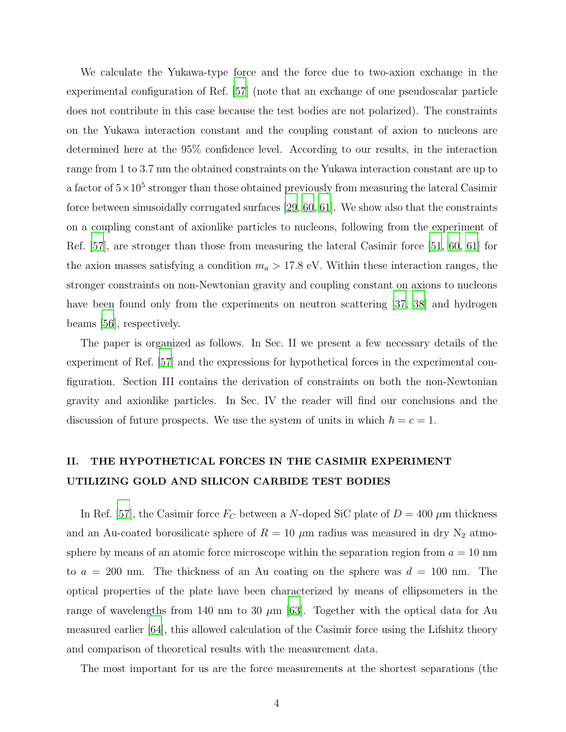We calculate the Yukawa-type force and the force due to two-axion exchange in the experimental configuration of Ref. [57] (note that an exchange of one pseudoscalar particle does not contribute in this case because the test bodies are not polarized). The constraints on the Yukawa interaction constant and the coupling constant of axion to nucleons are determined here at the 95% confidence level. According to our results, in the interaction range from 1 to 3.7 nm the obtained constraints on the Yukawa interaction constant are up to a factor of $5\times10^5$ stronger than those obtained previously from measuring the lateral Casimir force between sinusoidally corrugated surfaces [29, 60, 61]. We show also that the constraints on a coupling constant of axionlike particles to nucleons, following from the experiment of Ref. [57], are stronger than those from measuring the lateral Casimir force [51, 60, 61] for the axion masses satisfying a condition $m_a > 17.8$ eV. Within these interaction ranges, the stronger constraints on non-Newtonian gravity and coupling constant on axions to nucleons have been found only from the experiments on neutron scattering [37, 38] and hydrogen beams [56], respectively.

The paper is organized as follows. In Sec. II we present a few necessary details of the experiment of Ref. [57] and the expressions for hypothetical forces in the experimental configuration. Section III contains the derivation of constraints on both the non-Newtonian gravity and axionlike particles. In Sec. IV the reader will find our conclusions and the discussion of future prospects. We use the system of units in which $\hbar = c = 1$.

## II. THE HYPOTHETICAL FORCES IN THE CASIMIR EXPERIMENT UTILIZING GOLD AND SILICON CARBIDE TEST BODIES

In Ref. [57], the Casimir force $F_C$ between a $N$-doped SiC plate of $D = 400\ \mu$m thickness and an Au-coated borosilicate sphere of $R = 10\ \mu$m radius was measured in dry $N_2$ atmosphere by means of an atomic force microscope within the separation region from $a = 10$ nm to $a = 200$ nm. The thickness of an Au coating on the sphere was $d = 100$ nm. The optical properties of the plate have been characterized by means of ellipsometers in the range of wavelengths from 140 nm to 30 $\mu$m [63]. Together with the optical data for Au measured earlier [64], this allowed calculation of the Casimir force using the Lifshitz theory and comparison of theoretical results with the measurement data.

The most important for us are the force measurements at the shortest separations (the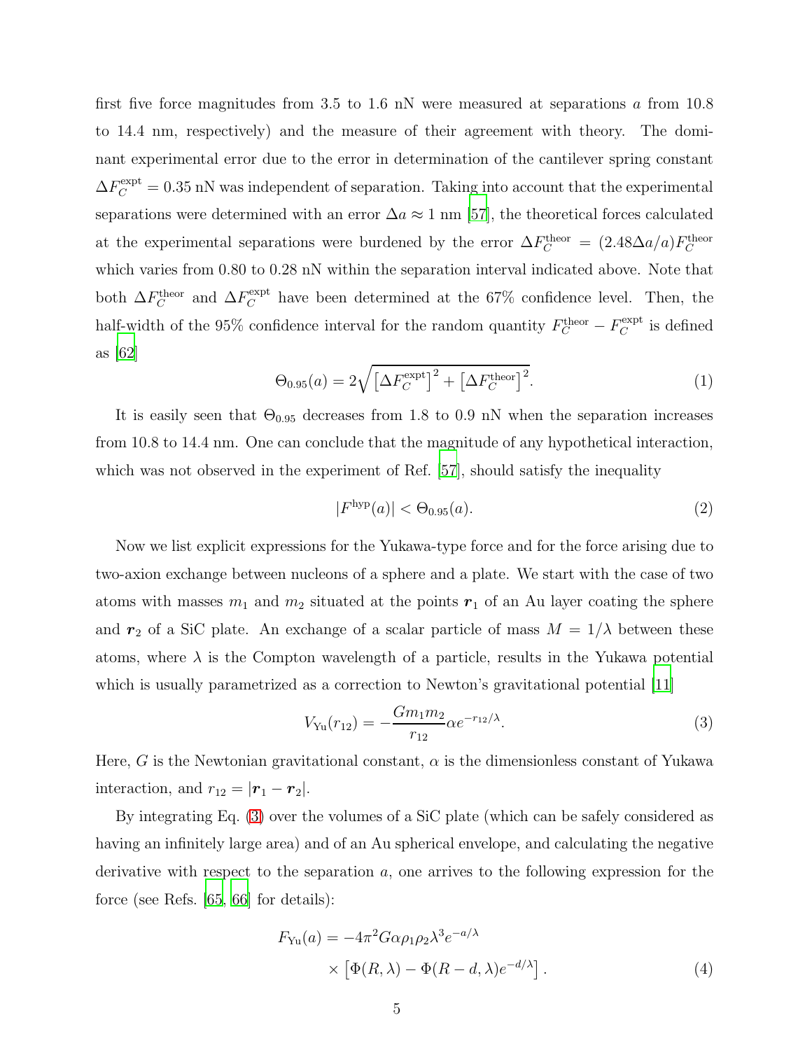first five force magnitudes from 3.5 to 1.6 nN were measured at separations $a$ from 10.8 to 14.4 nm, respectively) and the measure of their agreement with theory. The dominant experimental error due to the error in determination of the cantilever spring constant $\Delta F_C^{\rm expt} = 0.35$ nN was independent of separation. Taking into account that the experimental separations were determined with an error $\Delta a \approx 1$ nm [57], the theoretical forces calculated at the experimental separations were burdened by the error $\Delta F_C^{\rm theor} = (2.48\Delta a/a)F_C^{\rm theor}$ which varies from 0.80 to 0.28 nN within the separation interval indicated above. Note that both $\Delta F_C^{\rm theor}$ and $\Delta F_C^{\rm expt}$ have been determined at the 67% confidence level. Then, the half-width of the 95% confidence interval for the random quantity $F_C^{\rm theor} - F_C^{\rm expt}$ is defined as [62]

$$\Theta_{0.95}(a) = 2\sqrt{\left[\Delta F_C^{\rm expt}\right]^2 + \left[\Delta F_C^{\rm theor}\right]^2}. \tag{1}$$

It is easily seen that $\Theta_{0.95}$ decreases from 1.8 to 0.9 nN when the separation increases from 10.8 to 14.4 nm. One can conclude that the magnitude of any hypothetical interaction, which was not observed in the experiment of Ref. [57], should satisfy the inequality

$$|F^{\rm hyp}(a)| < \Theta_{0.95}(a). \tag{2}$$

Now we list explicit expressions for the Yukawa-type force and for the force arising due to two-axion exchange between nucleons of a sphere and a plate. We start with the case of two atoms with masses $m_1$ and $m_2$ situated at the points $\boldsymbol{r}_1$ of an Au layer coating the sphere and $\boldsymbol{r}_2$ of a SiC plate. An exchange of a scalar particle of mass $M = 1/\lambda$ between these atoms, where $\lambda$ is the Compton wavelength of a particle, results in the Yukawa potential which is usually parametrized as a correction to Newton's gravitational potential [11]

$$V_{\rm Yu}(r_{12}) = -\frac{Gm_1m_2}{r_{12}}\alpha e^{-r_{12}/\lambda}. \tag{3}$$

Here, $G$ is the Newtonian gravitational constant, $\alpha$ is the dimensionless constant of Yukawa interaction, and $r_{12} = |\boldsymbol{r}_1 - \boldsymbol{r}_2|$.

By integrating Eq. (3) over the volumes of a SiC plate (which can be safely considered as having an infinitely large area) and of an Au spherical envelope, and calculating the negative derivative with respect to the separation $a$, one arrives to the following expression for the force (see Refs. [65, 66] for details):

$$\begin{aligned} F_{\rm Yu}(a) = & -4\pi^2 G\alpha\rho_1\rho_2\lambda^3 e^{-a/\lambda} \\ & \times \left[\Phi(R,\lambda) - \Phi(R-d,\lambda)e^{-d/\lambda}\right]. \end{aligned} \tag{4}$$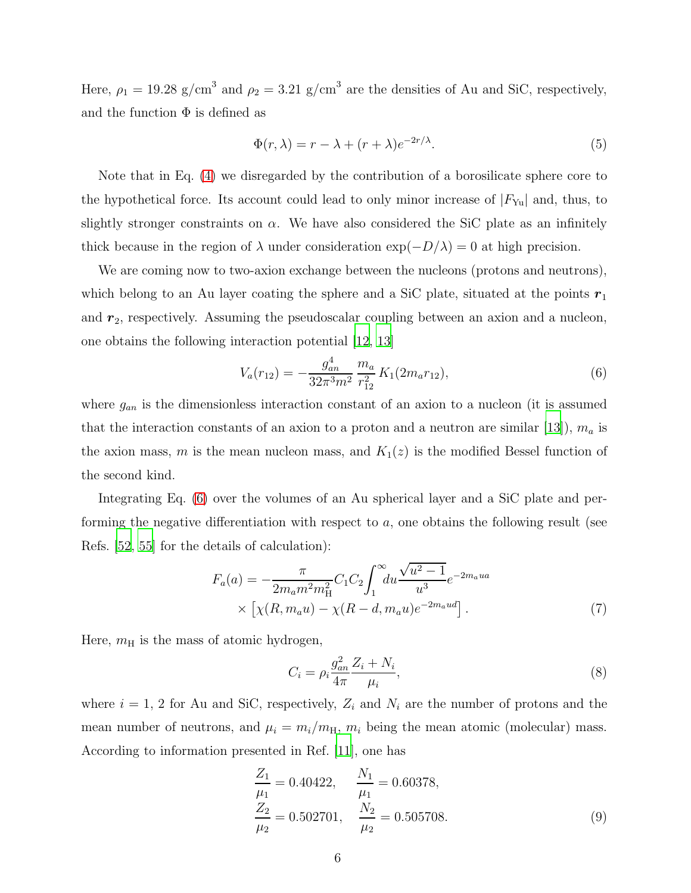Here, $\rho_1 = 19.28$ g/cm$^3$ and $\rho_2 = 3.21$ g/cm$^3$ are the densities of Au and SiC, respectively, and the function $\Phi$ is defined as

$$\Phi(r, \lambda) = r - \lambda + (r + \lambda)e^{-2r/\lambda}. \tag{5}$$

Note that in Eq. (4) we disregarded by the contribution of a borosilicate sphere core to the hypothetical force. Its account could lead to only minor increase of $|F_{\rm Yu}|$ and, thus, to slightly stronger constraints on $\alpha$. We have also considered the SiC plate as an infinitely thick because in the region of $\lambda$ under consideration $\exp(-D/\lambda) = 0$ at high precision.

We are coming now to two-axion exchange between the nucleons (protons and neutrons), which belong to an Au layer coating the sphere and a SiC plate, situated at the points $\boldsymbol{r}_1$ and $\boldsymbol{r}_2$, respectively. Assuming the pseudoscalar coupling between an axion and a nucleon, one obtains the following interaction potential [12, 13]

$$V_a(r_{12}) = -\frac{g_{an}^4}{32\pi^3 m^2}\,\frac{m_a}{r_{12}^2}\,K_1(2m_a r_{12}), \tag{6}$$

where $g_{an}$ is the dimensionless interaction constant of an axion to a nucleon (it is assumed that the interaction constants of an axion to a proton and a neutron are similar [13]), $m_a$ is the axion mass, $m$ is the mean nucleon mass, and $K_1(z)$ is the modified Bessel function of the second kind.

Integrating Eq. (6) over the volumes of an Au spherical layer and a SiC plate and performing the negative differentiation with respect to $a$, one obtains the following result (see Refs. [52, 55] for the details of calculation):

$$\begin{aligned} F_a(a) = &-\frac{\pi}{2m_a m^2 m_{\rm H}^2} C_1 C_2 \int_1^\infty du \frac{\sqrt{u^2-1}}{u^3} e^{-2m_a ua} \\ &\times \left[\chi(R, m_a u) - \chi(R-d, m_a u) e^{-2m_a ud}\right]. \end{aligned} \tag{7}$$

Here, $m_{\rm H}$ is the mass of atomic hydrogen,

$$C_i = \rho_i \frac{g_{an}^2}{4\pi} \frac{Z_i + N_i}{\mu_i}, \tag{8}$$

where $i = 1, 2$ for Au and SiC, respectively, $Z_i$ and $N_i$ are the number of protons and the mean number of neutrons, and $\mu_i = m_i/m_{\rm H}$, $m_i$ being the mean atomic (molecular) mass. According to information presented in Ref. [11], one has

$$\begin{aligned} \frac{Z_1}{\mu_1} &= 0.40422, \quad &\frac{N_1}{\mu_1} &= 0.60378, \\ \frac{Z_2}{\mu_2} &= 0.502701, \quad &\frac{N_2}{\mu_2} &= 0.505708. \end{aligned} \tag{9}$$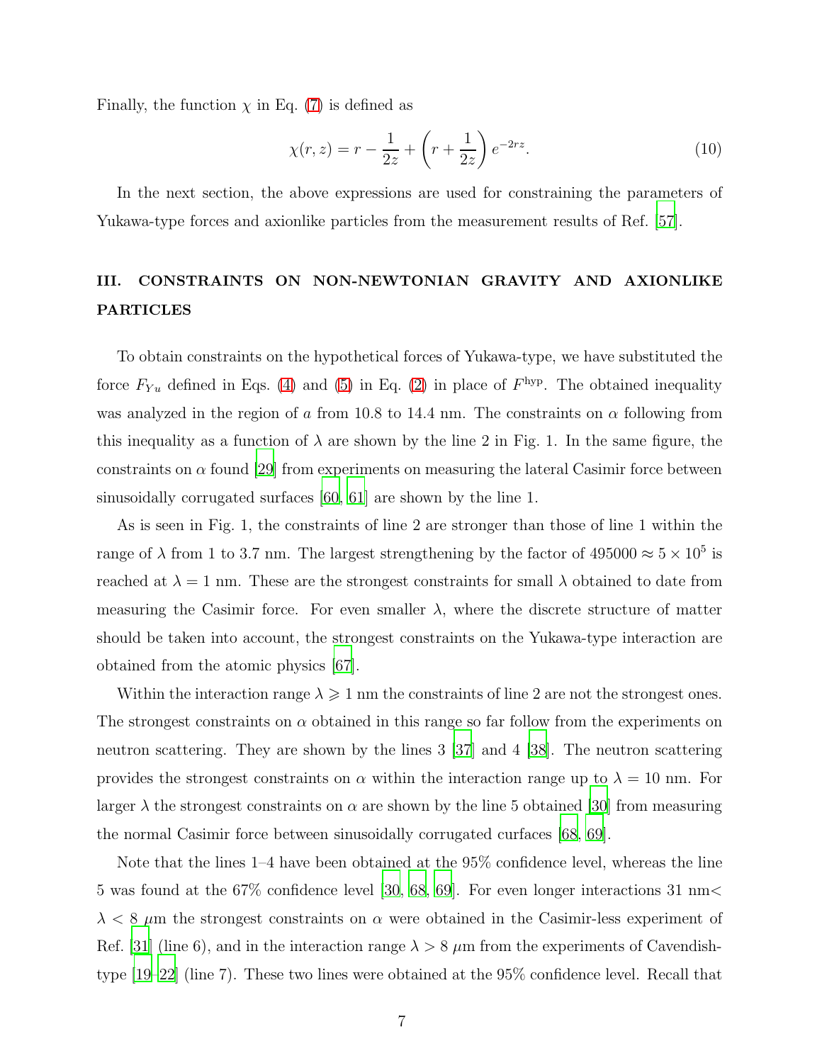Finally, the function $\chi$ in Eq. (7) is defined as

$$\chi(r,z) = r - \frac{1}{2z} + \left(r + \frac{1}{2z}\right) e^{-2rz}. \tag{10}$$

In the next section, the above expressions are used for constraining the parameters of Yukawa-type forces and axionlike particles from the measurement results of Ref. [57].

## III. CONSTRAINTS ON NON-NEWTONIAN GRAVITY AND AXIONLIKE PARTICLES

To obtain constraints on the hypothetical forces of Yukawa-type, we have substituted the force $F_{Yu}$ defined in Eqs. (4) and (5) in Eq. (2) in place of $F^{\rm hyp}$. The obtained inequality was analyzed in the region of $a$ from 10.8 to 14.4 nm. The constraints on $\alpha$ following from this inequality as a function of $\lambda$ are shown by the line 2 in Fig. 1. In the same figure, the constraints on $\alpha$ found [29] from experiments on measuring the lateral Casimir force between sinusoidally corrugated surfaces [60, 61] are shown by the line 1.

As is seen in Fig. 1, the constraints of line 2 are stronger than those of line 1 within the range of $\lambda$ from 1 to 3.7 nm. The largest strengthening by the factor of $495000 \approx 5 \times 10^5$ is reached at $\lambda = 1$ nm. These are the strongest constraints for small $\lambda$ obtained to date from measuring the Casimir force. For even smaller $\lambda$, where the discrete structure of matter should be taken into account, the strongest constraints on the Yukawa-type interaction are obtained from the atomic physics [67].

Within the interaction range $\lambda \geqslant 1$ nm the constraints of line 2 are not the strongest ones. The strongest constraints on $\alpha$ obtained in this range so far follow from the experiments on neutron scattering. They are shown by the lines 3 [37] and 4 [38]. The neutron scattering provides the strongest constraints on $\alpha$ within the interaction range up to $\lambda = 10$ nm. For larger $\lambda$ the strongest constraints on $\alpha$ are shown by the line 5 obtained [30] from measuring the normal Casimir force between sinusoidally corrugated curfaces [68, 69].

Note that the lines 1–4 have been obtained at the 95% confidence level, whereas the line 5 was found at the 67% confidence level [30, 68, 69]. For even longer interactions 31 nm$< \lambda <$ 8 $\mu$m the strongest constraints on $\alpha$ were obtained in the Casimir-less experiment of Ref. [31] (line 6), and in the interaction range $\lambda > 8$ $\mu$m from the experiments of Cavendish-type [19–22] (line 7). These two lines were obtained at the 95% confidence level. Recall that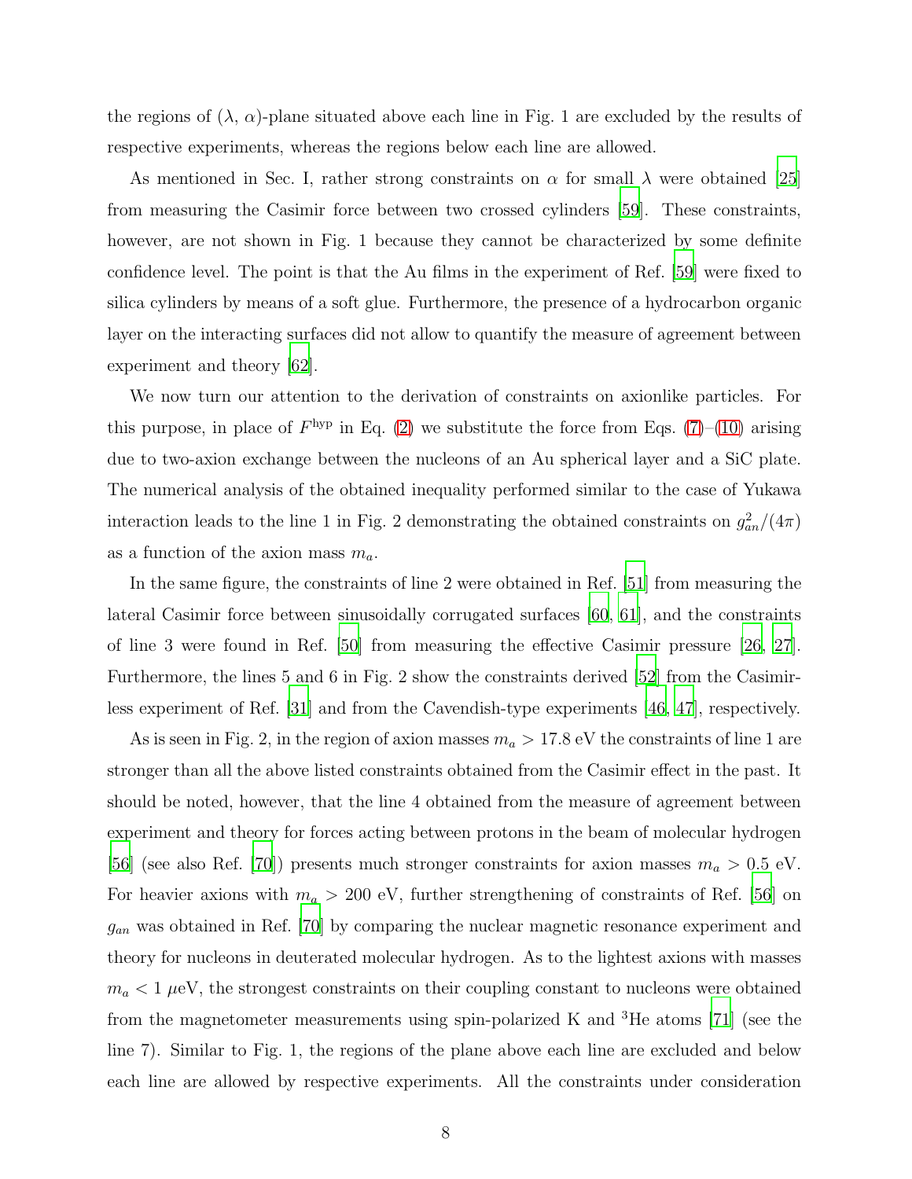the regions of ($\lambda$, $\alpha$)-plane situated above each line in Fig. 1 are excluded by the results of respective experiments, whereas the regions below each line are allowed.

As mentioned in Sec. I, rather strong constraints on $\alpha$ for small $\lambda$ were obtained [25] from measuring the Casimir force between two crossed cylinders [59]. These constraints, however, are not shown in Fig. 1 because they cannot be characterized by some definite confidence level. The point is that the Au films in the experiment of Ref. [59] were fixed to silica cylinders by means of a soft glue. Furthermore, the presence of a hydrocarbon organic layer on the interacting surfaces did not allow to quantify the measure of agreement between experiment and theory [62].

We now turn our attention to the derivation of constraints on axionlike particles. For this purpose, in place of $F^{\rm hyp}$ in Eq. (2) we substitute the force from Eqs. (7)–(10) arising due to two-axion exchange between the nucleons of an Au spherical layer and a SiC plate. The numerical analysis of the obtained inequality performed similar to the case of Yukawa interaction leads to the line 1 in Fig. 2 demonstrating the obtained constraints on $g_{an}^2/(4\pi)$ as a function of the axion mass $m_a$.

In the same figure, the constraints of line 2 were obtained in Ref. [51] from measuring the lateral Casimir force between sinusoidally corrugated surfaces [60, 61], and the constraints of line 3 were found in Ref. [50] from measuring the effective Casimir pressure [26, 27]. Furthermore, the lines 5 and 6 in Fig. 2 show the constraints derived [52] from the Casimir-less experiment of Ref. [31] and from the Cavendish-type experiments [46, 47], respectively.

As is seen in Fig. 2, in the region of axion masses $m_a > 17.8$ eV the constraints of line 1 are stronger than all the above listed constraints obtained from the Casimir effect in the past. It should be noted, however, that the line 4 obtained from the measure of agreement between experiment and theory for forces acting between protons in the beam of molecular hydrogen [56] (see also Ref. [70]) presents much stronger constraints for axion masses $m_a > 0.5$ eV. For heavier axions with $m_a > 200$ eV, further strengthening of constraints of Ref. [56] on $g_{an}$ was obtained in Ref. [70] by comparing the nuclear magnetic resonance experiment and theory for nucleons in deuterated molecular hydrogen. As to the lightest axions with masses $m_a < 1\,\mu$eV, the strongest constraints on their coupling constant to nucleons were obtained from the magnetometer measurements using spin-polarized K and $^3$He atoms [71] (see the line 7). Similar to Fig. 1, the regions of the plane above each line are excluded and below each line are allowed by respective experiments. All the constraints under consideration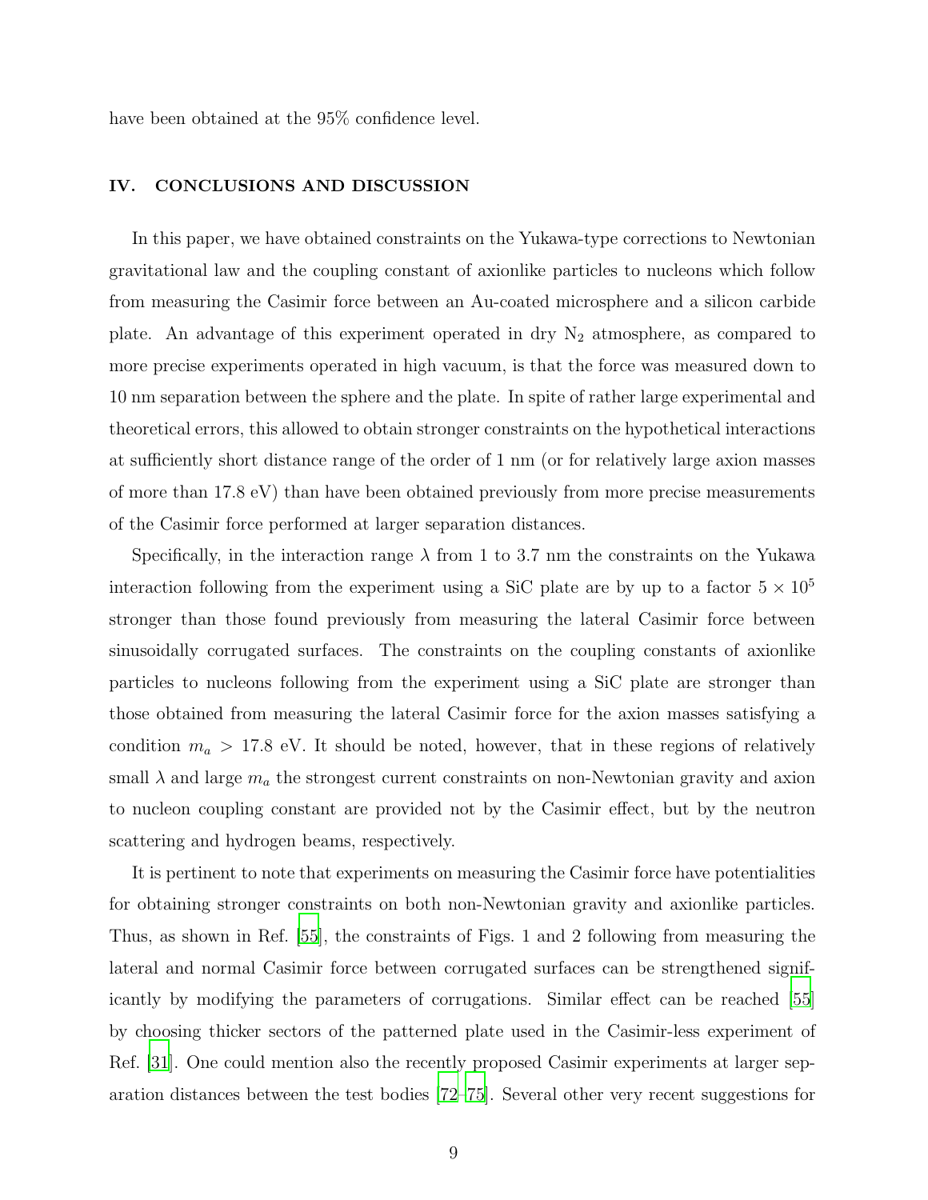have been obtained at the 95% confidence level.

## IV. CONCLUSIONS AND DISCUSSION

In this paper, we have obtained constraints on the Yukawa-type corrections to Newtonian gravitational law and the coupling constant of axionlike particles to nucleons which follow from measuring the Casimir force between an Au-coated microsphere and a silicon carbide plate. An advantage of this experiment operated in dry $N_2$ atmosphere, as compared to more precise experiments operated in high vacuum, is that the force was measured down to 10 nm separation between the sphere and the plate. In spite of rather large experimental and theoretical errors, this allowed to obtain stronger constraints on the hypothetical interactions at sufficiently short distance range of the order of 1 nm (or for relatively large axion masses of more than 17.8 eV) than have been obtained previously from more precise measurements of the Casimir force performed at larger separation distances.

Specifically, in the interaction range $\lambda$ from 1 to 3.7 nm the constraints on the Yukawa interaction following from the experiment using a SiC plate are by up to a factor $5 \times 10^5$ stronger than those found previously from measuring the lateral Casimir force between sinusoidally corrugated surfaces. The constraints on the coupling constants of axionlike particles to nucleons following from the experiment using a SiC plate are stronger than those obtained from measuring the lateral Casimir force for the axion masses satisfying a condition $m_a > 17.8$ eV. It should be noted, however, that in these regions of relatively small $\lambda$ and large $m_a$ the strongest current constraints on non-Newtonian gravity and axion to nucleon coupling constant are provided not by the Casimir effect, but by the neutron scattering and hydrogen beams, respectively.

It is pertinent to note that experiments on measuring the Casimir force have potentialities for obtaining stronger constraints on both non-Newtonian gravity and axionlike particles. Thus, as shown in Ref. [55], the constraints of Figs. 1 and 2 following from measuring the lateral and normal Casimir force between corrugated surfaces can be strengthened significantly by modifying the parameters of corrugations. Similar effect can be reached [55] by choosing thicker sectors of the patterned plate used in the Casimir-less experiment of Ref. [31]. One could mention also the recently proposed Casimir experiments at larger separation distances between the test bodies [72–75]. Several other very recent suggestions for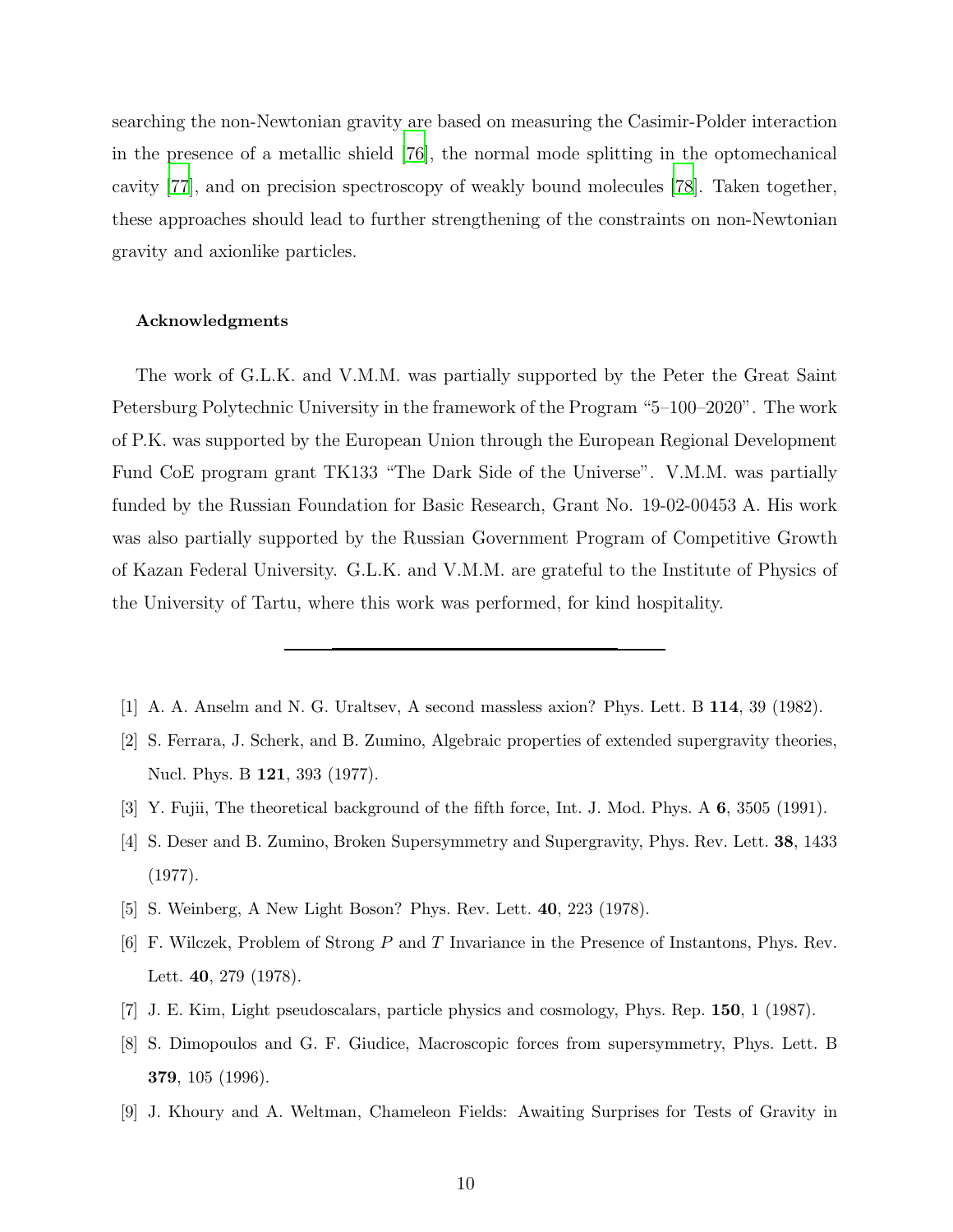searching the non-Newtonian gravity are based on measuring the Casimir-Polder interaction in the presence of a metallic shield [76], the normal mode splitting in the optomechanical cavity [77], and on precision spectroscopy of weakly bound molecules [78]. Taken together, these approaches should lead to further strengthening of the constraints on non-Newtonian gravity and axionlike particles.

### Acknowledgments

The work of G.L.K. and V.M.M. was partially supported by the Peter the Great Saint Petersburg Polytechnic University in the framework of the Program "5–100–2020". The work of P.K. was supported by the European Union through the European Regional Development Fund CoE program grant TK133 "The Dark Side of the Universe". V.M.M. was partially funded by the Russian Foundation for Basic Research, Grant No. 19-02-00453 A. His work was also partially supported by the Russian Government Program of Competitive Growth of Kazan Federal University. G.L.K. and V.M.M. are grateful to the Institute of Physics of the University of Tartu, where this work was performed, for kind hospitality.

---

[1] A. A. Anselm and N. G. Uraltsev, A second massless axion? Phys. Lett. B **114**, 39 (1982).

[2] S. Ferrara, J. Scherk, and B. Zumino, Algebraic properties of extended supergravity theories, Nucl. Phys. B **121**, 393 (1977).

[3] Y. Fujii, The theoretical background of the fifth force, Int. J. Mod. Phys. A **6**, 3505 (1991).

[4] S. Deser and B. Zumino, Broken Supersymmetry and Supergravity, Phys. Rev. Lett. **38**, 1433 (1977).

[5] S. Weinberg, A New Light Boson? Phys. Rev. Lett. **40**, 223 (1978).

[6] F. Wilczek, Problem of Strong $P$ and $T$ Invariance in the Presence of Instantons, Phys. Rev. Lett. **40**, 279 (1978).

[7] J. E. Kim, Light pseudoscalars, particle physics and cosmology, Phys. Rep. **150**, 1 (1987).

[8] S. Dimopoulos and G. F. Giudice, Macroscopic forces from supersymmetry, Phys. Lett. B **379**, 105 (1996).

[9] J. Khoury and A. Weltman, Chameleon Fields: Awaiting Surprises for Tests of Gravity in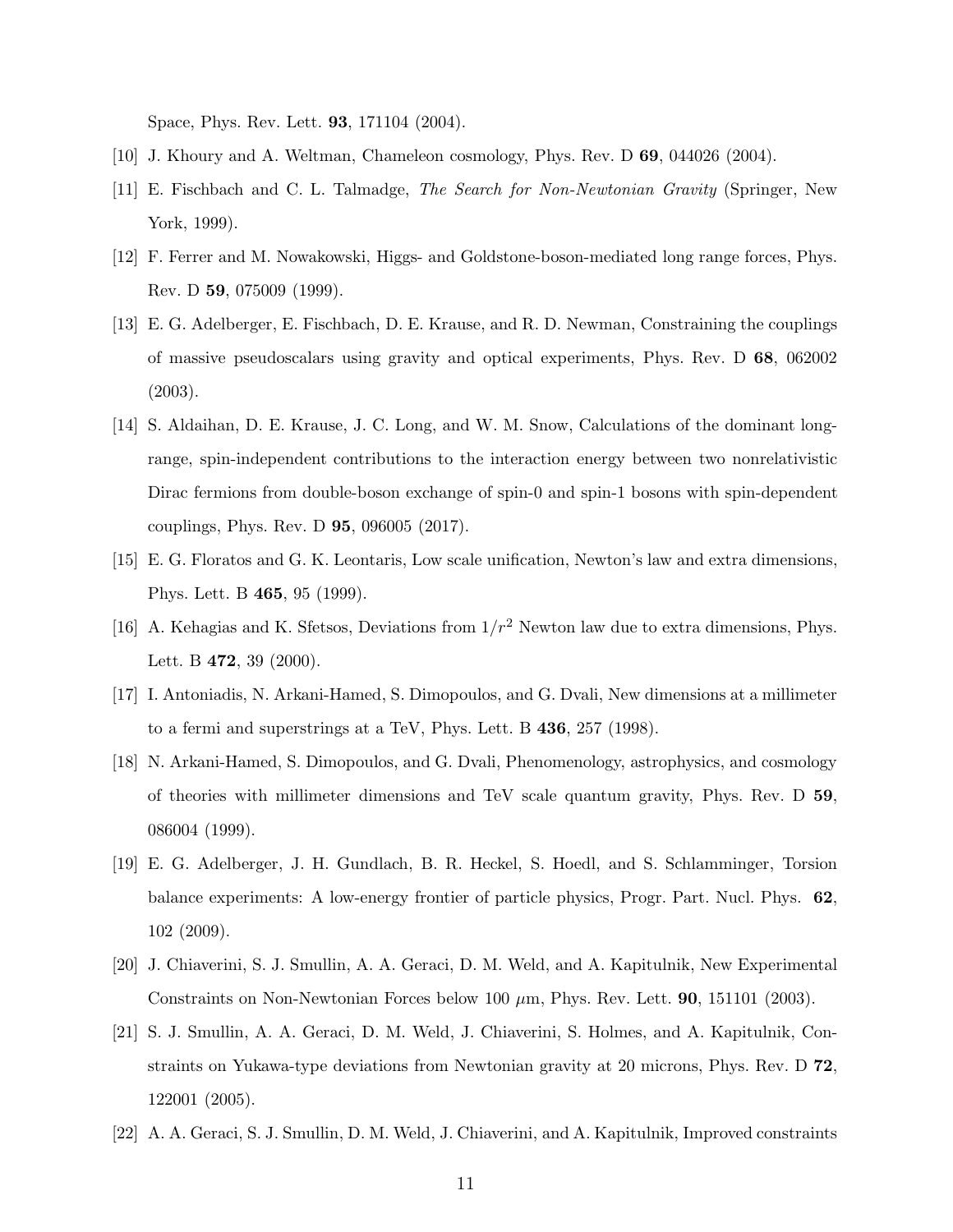Space, Phys. Rev. Lett. **93**, 171104 (2004).

[10] J. Khoury and A. Weltman, Chameleon cosmology, Phys. Rev. D **69**, 044026 (2004).

[11] E. Fischbach and C. L. Talmadge, *The Search for Non-Newtonian Gravity* (Springer, New York, 1999).

[12] F. Ferrer and M. Nowakowski, Higgs- and Goldstone-boson-mediated long range forces, Phys. Rev. D **59**, 075009 (1999).

[13] E. G. Adelberger, E. Fischbach, D. E. Krause, and R. D. Newman, Constraining the couplings of massive pseudoscalars using gravity and optical experiments, Phys. Rev. D **68**, 062002 (2003).

[14] S. Aldaihan, D. E. Krause, J. C. Long, and W. M. Snow, Calculations of the dominant long-range, spin-independent contributions to the interaction energy between two nonrelativistic Dirac fermions from double-boson exchange of spin-0 and spin-1 bosons with spin-dependent couplings, Phys. Rev. D **95**, 096005 (2017).

[15] E. G. Floratos and G. K. Leontaris, Low scale unification, Newton's law and extra dimensions, Phys. Lett. B **465**, 95 (1999).

[16] A. Kehagias and K. Sfetsos, Deviations from $1/r^2$ Newton law due to extra dimensions, Phys. Lett. B **472**, 39 (2000).

[17] I. Antoniadis, N. Arkani-Hamed, S. Dimopoulos, and G. Dvali, New dimensions at a millimeter to a fermi and superstrings at a TeV, Phys. Lett. B **436**, 257 (1998).

[18] N. Arkani-Hamed, S. Dimopoulos, and G. Dvali, Phenomenology, astrophysics, and cosmology of theories with millimeter dimensions and TeV scale quantum gravity, Phys. Rev. D **59**, 086004 (1999).

[19] E. G. Adelberger, J. H. Gundlach, B. R. Heckel, S. Hoedl, and S. Schlamminger, Torsion balance experiments: A low-energy frontier of particle physics, Progr. Part. Nucl. Phys. **62**, 102 (2009).

[20] J. Chiaverini, S. J. Smullin, A. A. Geraci, D. M. Weld, and A. Kapitulnik, New Experimental Constraints on Non-Newtonian Forces below 100 $\mu$m, Phys. Rev. Lett. **90**, 151101 (2003).

[21] S. J. Smullin, A. A. Geraci, D. M. Weld, J. Chiaverini, S. Holmes, and A. Kapitulnik, Constraints on Yukawa-type deviations from Newtonian gravity at 20 microns, Phys. Rev. D **72**, 122001 (2005).

[22] A. A. Geraci, S. J. Smullin, D. M. Weld, J. Chiaverini, and A. Kapitulnik, Improved constraints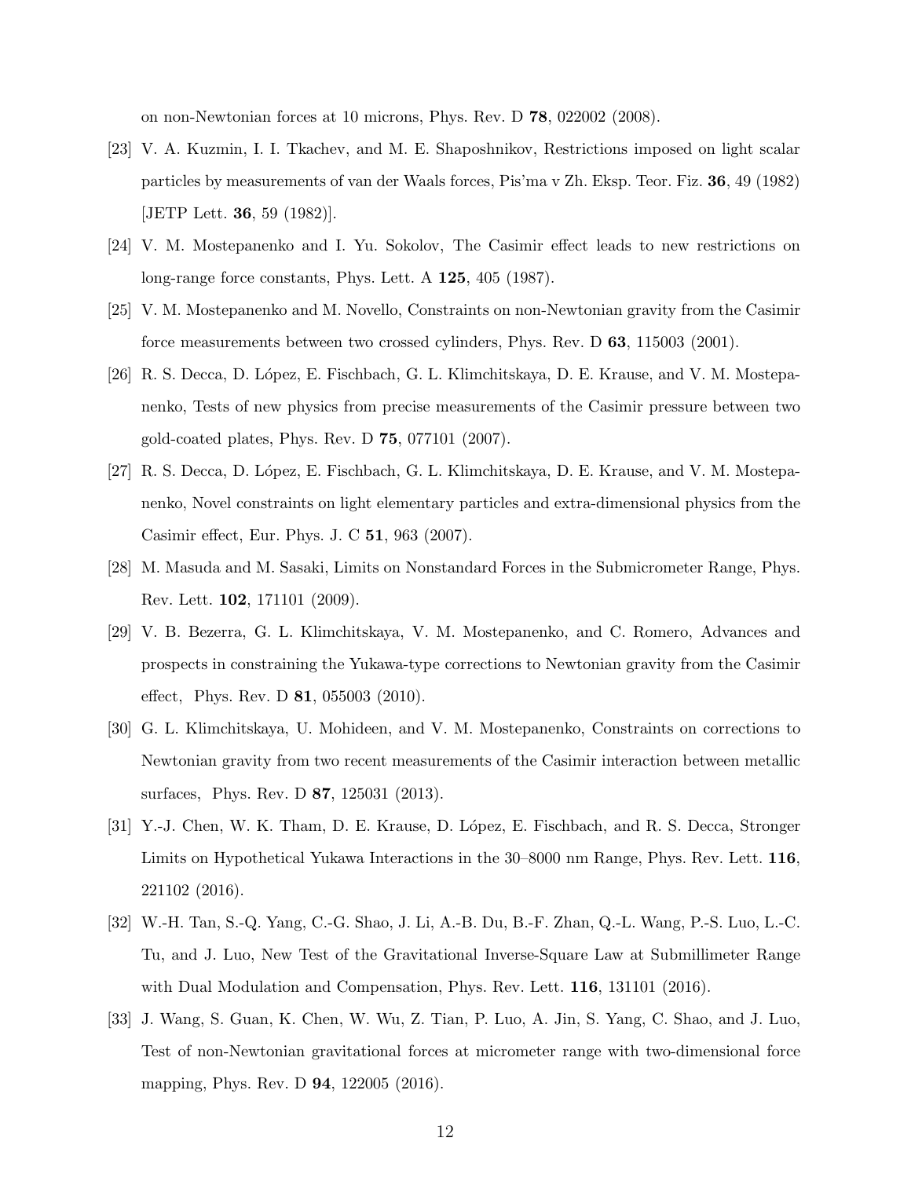on non-Newtonian forces at 10 microns, Phys. Rev. D **78**, 022002 (2008).

[23] V. A. Kuzmin, I. I. Tkachev, and M. E. Shaposhnikov, Restrictions imposed on light scalar particles by measurements of van der Waals forces, Pis'ma v Zh. Eksp. Teor. Fiz. **36**, 49 (1982) [JETP Lett. **36**, 59 (1982)].

[24] V. M. Mostepanenko and I. Yu. Sokolov, The Casimir effect leads to new restrictions on long-range force constants, Phys. Lett. A **125**, 405 (1987).

[25] V. M. Mostepanenko and M. Novello, Constraints on non-Newtonian gravity from the Casimir force measurements between two crossed cylinders, Phys. Rev. D **63**, 115003 (2001).

[26] R. S. Decca, D. López, E. Fischbach, G. L. Klimchitskaya, D. E. Krause, and V. M. Mostepanenko, Tests of new physics from precise measurements of the Casimir pressure between two gold-coated plates, Phys. Rev. D **75**, 077101 (2007).

[27] R. S. Decca, D. López, E. Fischbach, G. L. Klimchitskaya, D. E. Krause, and V. M. Mostepanenko, Novel constraints on light elementary particles and extra-dimensional physics from the Casimir effect, Eur. Phys. J. C **51**, 963 (2007).

[28] M. Masuda and M. Sasaki, Limits on Nonstandard Forces in the Submicrometer Range, Phys. Rev. Lett. **102**, 171101 (2009).

[29] V. B. Bezerra, G. L. Klimchitskaya, V. M. Mostepanenko, and C. Romero, Advances and prospects in constraining the Yukawa-type corrections to Newtonian gravity from the Casimir effect, Phys. Rev. D **81**, 055003 (2010).

[30] G. L. Klimchitskaya, U. Mohideen, and V. M. Mostepanenko, Constraints on corrections to Newtonian gravity from two recent measurements of the Casimir interaction between metallic surfaces, Phys. Rev. D **87**, 125031 (2013).

[31] Y.-J. Chen, W. K. Tham, D. E. Krause, D. López, E. Fischbach, and R. S. Decca, Stronger Limits on Hypothetical Yukawa Interactions in the 30–8000 nm Range, Phys. Rev. Lett. **116**, 221102 (2016).

[32] W.-H. Tan, S.-Q. Yang, C.-G. Shao, J. Li, A.-B. Du, B.-F. Zhan, Q.-L. Wang, P.-S. Luo, L.-C. Tu, and J. Luo, New Test of the Gravitational Inverse-Square Law at Submillimeter Range with Dual Modulation and Compensation, Phys. Rev. Lett. **116**, 131101 (2016).

[33] J. Wang, S. Guan, K. Chen, W. Wu, Z. Tian, P. Luo, A. Jin, S. Yang, C. Shao, and J. Luo, Test of non-Newtonian gravitational forces at micrometer range with two-dimensional force mapping, Phys. Rev. D **94**, 122005 (2016).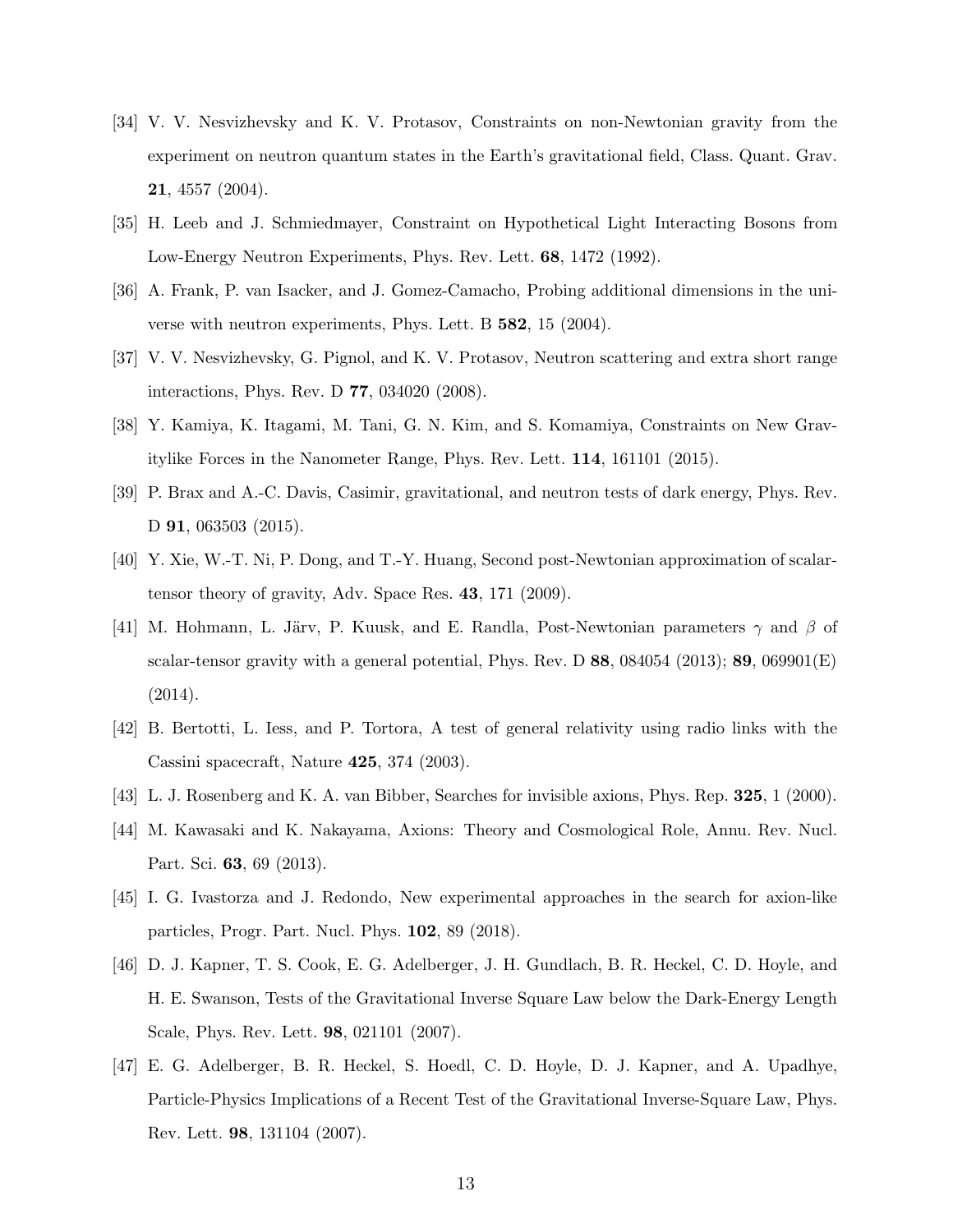[34] V. V. Nesvizhevsky and K. V. Protasov, Constraints on non-Newtonian gravity from the experiment on neutron quantum states in the Earth's gravitational field, Class. Quant. Grav. **21**, 4557 (2004).

[35] H. Leeb and J. Schmiedmayer, Constraint on Hypothetical Light Interacting Bosons from Low-Energy Neutron Experiments, Phys. Rev. Lett. **68**, 1472 (1992).

[36] A. Frank, P. van Isacker, and J. Gomez-Camacho, Probing additional dimensions in the universe with neutron experiments, Phys. Lett. B **582**, 15 (2004).

[37] V. V. Nesvizhevsky, G. Pignol, and K. V. Protasov, Neutron scattering and extra short range interactions, Phys. Rev. D **77**, 034020 (2008).

[38] Y. Kamiya, K. Itagami, M. Tani, G. N. Kim, and S. Komamiya, Constraints on New Gravitylike Forces in the Nanometer Range, Phys. Rev. Lett. **114**, 161101 (2015).

[39] P. Brax and A.-C. Davis, Casimir, gravitational, and neutron tests of dark energy, Phys. Rev. D **91**, 063503 (2015).

[40] Y. Xie, W.-T. Ni, P. Dong, and T.-Y. Huang, Second post-Newtonian approximation of scalar-tensor theory of gravity, Adv. Space Res. **43**, 171 (2009).

[41] M. Hohmann, L. Järv, P. Kuusk, and E. Randla, Post-Newtonian parameters $\gamma$ and $\beta$ of scalar-tensor gravity with a general potential, Phys. Rev. D **88**, 084054 (2013); **89**, 069901(E) (2014).

[42] B. Bertotti, L. Iess, and P. Tortora, A test of general relativity using radio links with the Cassini spacecraft, Nature **425**, 374 (2003).

[43] L. J. Rosenberg and K. A. van Bibber, Searches for invisible axions, Phys. Rep. **325**, 1 (2000).

[44] M. Kawasaki and K. Nakayama, Axions: Theory and Cosmological Role, Annu. Rev. Nucl. Part. Sci. **63**, 69 (2013).

[45] I. G. Ivastorza and J. Redondo, New experimental approaches in the search for axion-like particles, Progr. Part. Nucl. Phys. **102**, 89 (2018).

[46] D. J. Kapner, T. S. Cook, E. G. Adelberger, J. H. Gundlach, B. R. Heckel, C. D. Hoyle, and H. E. Swanson, Tests of the Gravitational Inverse Square Law below the Dark-Energy Length Scale, Phys. Rev. Lett. **98**, 021101 (2007).

[47] E. G. Adelberger, B. R. Heckel, S. Hoedl, C. D. Hoyle, D. J. Kapner, and A. Upadhye, Particle-Physics Implications of a Recent Test of the Gravitational Inverse-Square Law, Phys. Rev. Lett. **98**, 131104 (2007).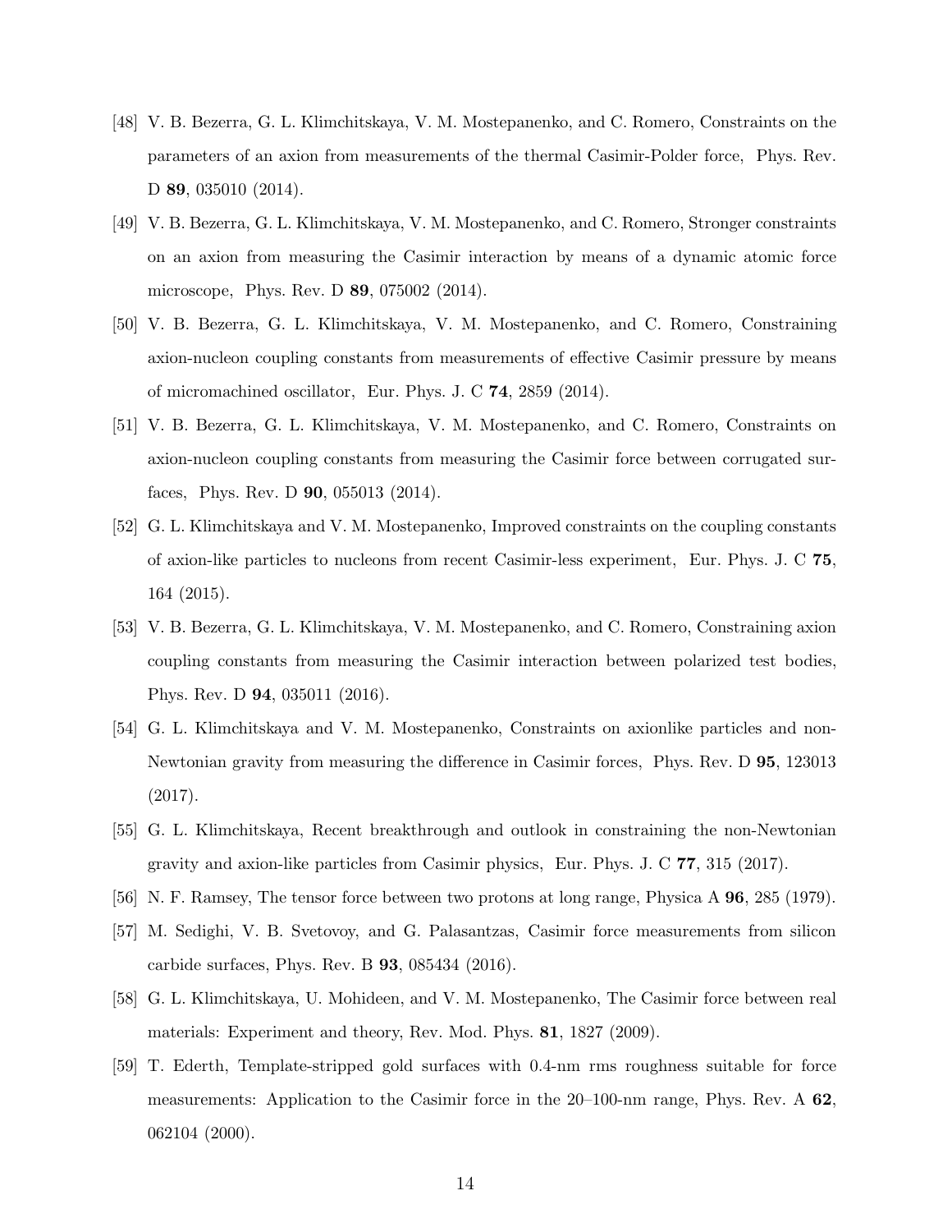[48] V. B. Bezerra, G. L. Klimchitskaya, V. M. Mostepanenko, and C. Romero, Constraints on the parameters of an axion from measurements of the thermal Casimir-Polder force, Phys. Rev. D **89**, 035010 (2014).

[49] V. B. Bezerra, G. L. Klimchitskaya, V. M. Mostepanenko, and C. Romero, Stronger constraints on an axion from measuring the Casimir interaction by means of a dynamic atomic force microscope, Phys. Rev. D **89**, 075002 (2014).

[50] V. B. Bezerra, G. L. Klimchitskaya, V. M. Mostepanenko, and C. Romero, Constraining axion-nucleon coupling constants from measurements of effective Casimir pressure by means of micromachined oscillator, Eur. Phys. J. C **74**, 2859 (2014).

[51] V. B. Bezerra, G. L. Klimchitskaya, V. M. Mostepanenko, and C. Romero, Constraints on axion-nucleon coupling constants from measuring the Casimir force between corrugated surfaces, Phys. Rev. D **90**, 055013 (2014).

[52] G. L. Klimchitskaya and V. M. Mostepanenko, Improved constraints on the coupling constants of axion-like particles to nucleons from recent Casimir-less experiment, Eur. Phys. J. C **75**, 164 (2015).

[53] V. B. Bezerra, G. L. Klimchitskaya, V. M. Mostepanenko, and C. Romero, Constraining axion coupling constants from measuring the Casimir interaction between polarized test bodies, Phys. Rev. D **94**, 035011 (2016).

[54] G. L. Klimchitskaya and V. M. Mostepanenko, Constraints on axionlike particles and non-Newtonian gravity from measuring the difference in Casimir forces, Phys. Rev. D **95**, 123013 (2017).

[55] G. L. Klimchitskaya, Recent breakthrough and outlook in constraining the non-Newtonian gravity and axion-like particles from Casimir physics, Eur. Phys. J. C **77**, 315 (2017).

[56] N. F. Ramsey, The tensor force between two protons at long range, Physica A **96**, 285 (1979).

[57] M. Sedighi, V. B. Svetovoy, and G. Palasantzas, Casimir force measurements from silicon carbide surfaces, Phys. Rev. B **93**, 085434 (2016).

[58] G. L. Klimchitskaya, U. Mohideen, and V. M. Mostepanenko, The Casimir force between real materials: Experiment and theory, Rev. Mod. Phys. **81**, 1827 (2009).

[59] T. Ederth, Template-stripped gold surfaces with 0.4-nm rms roughness suitable for force measurements: Application to the Casimir force in the 20–100-nm range, Phys. Rev. A **62**, 062104 (2000).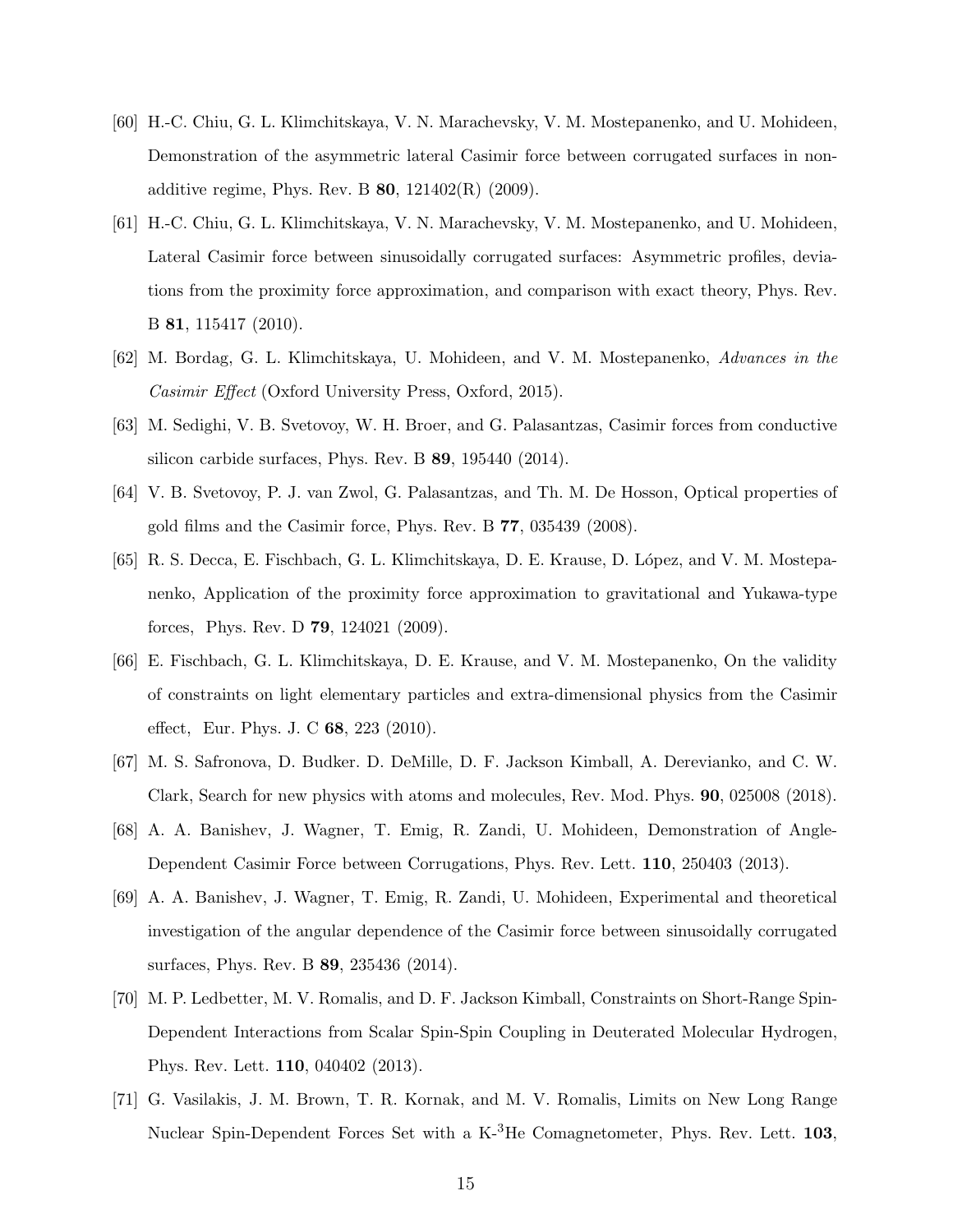[60] H.-C. Chiu, G. L. Klimchitskaya, V. N. Marachevsky, V. M. Mostepanenko, and U. Mohideen, Demonstration of the asymmetric lateral Casimir force between corrugated surfaces in nonadditive regime, Phys. Rev. B **80**, 121402(R) (2009).

[61] H.-C. Chiu, G. L. Klimchitskaya, V. N. Marachevsky, V. M. Mostepanenko, and U. Mohideen, Lateral Casimir force between sinusoidally corrugated surfaces: Asymmetric profiles, deviations from the proximity force approximation, and comparison with exact theory, Phys. Rev. B **81**, 115417 (2010).

[62] M. Bordag, G. L. Klimchitskaya, U. Mohideen, and V. M. Mostepanenko, *Advances in the Casimir Effect* (Oxford University Press, Oxford, 2015).

[63] M. Sedighi, V. B. Svetovoy, W. H. Broer, and G. Palasantzas, Casimir forces from conductive silicon carbide surfaces, Phys. Rev. B **89**, 195440 (2014).

[64] V. B. Svetovoy, P. J. van Zwol, G. Palasantzas, and Th. M. De Hosson, Optical properties of gold films and the Casimir force, Phys. Rev. B **77**, 035439 (2008).

[65] R. S. Decca, E. Fischbach, G. L. Klimchitskaya, D. E. Krause, D. López, and V. M. Mostepanenko, Application of the proximity force approximation to gravitational and Yukawa-type forces, Phys. Rev. D **79**, 124021 (2009).

[66] E. Fischbach, G. L. Klimchitskaya, D. E. Krause, and V. M. Mostepanenko, On the validity of constraints on light elementary particles and extra-dimensional physics from the Casimir effect, Eur. Phys. J. C **68**, 223 (2010).

[67] M. S. Safronova, D. Budker. D. DeMille, D. F. Jackson Kimball, A. Derevianko, and C. W. Clark, Search for new physics with atoms and molecules, Rev. Mod. Phys. **90**, 025008 (2018).

[68] A. A. Banishev, J. Wagner, T. Emig, R. Zandi, U. Mohideen, Demonstration of Angle-Dependent Casimir Force between Corrugations, Phys. Rev. Lett. **110**, 250403 (2013).

[69] A. A. Banishev, J. Wagner, T. Emig, R. Zandi, U. Mohideen, Experimental and theoretical investigation of the angular dependence of the Casimir force between sinusoidally corrugated surfaces, Phys. Rev. B **89**, 235436 (2014).

[70] M. P. Ledbetter, M. V. Romalis, and D. F. Jackson Kimball, Constraints on Short-Range Spin-Dependent Interactions from Scalar Spin-Spin Coupling in Deuterated Molecular Hydrogen, Phys. Rev. Lett. **110**, 040402 (2013).

[71] G. Vasilakis, J. M. Brown, T. R. Kornak, and M. V. Romalis, Limits on New Long Range Nuclear Spin-Dependent Forces Set with a K-$^3$He Comagnetometer, Phys. Rev. Lett. **103**,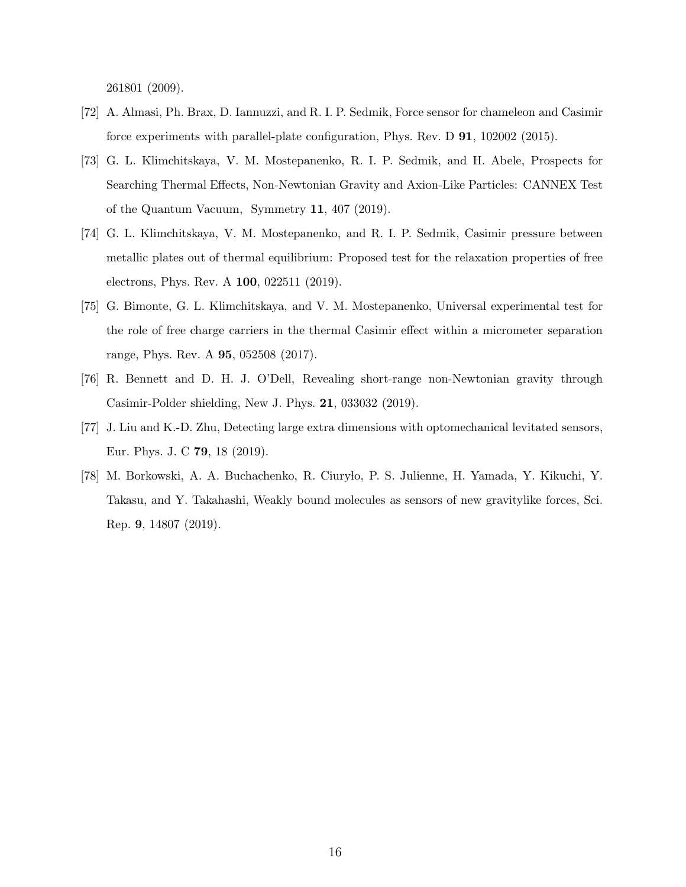261801 (2009).

[72] A. Almasi, Ph. Brax, D. Iannuzzi, and R. I. P. Sedmik, Force sensor for chameleon and Casimir force experiments with parallel-plate configuration, Phys. Rev. D **91**, 102002 (2015).

[73] G. L. Klimchitskaya, V. M. Mostepanenko, R. I. P. Sedmik, and H. Abele, Prospects for Searching Thermal Effects, Non-Newtonian Gravity and Axion-Like Particles: CANNEX Test of the Quantum Vacuum, Symmetry **11**, 407 (2019).

[74] G. L. Klimchitskaya, V. M. Mostepanenko, and R. I. P. Sedmik, Casimir pressure between metallic plates out of thermal equilibrium: Proposed test for the relaxation properties of free electrons, Phys. Rev. A **100**, 022511 (2019).

[75] G. Bimonte, G. L. Klimchitskaya, and V. M. Mostepanenko, Universal experimental test for the role of free charge carriers in the thermal Casimir effect within a micrometer separation range, Phys. Rev. A **95**, 052508 (2017).

[76] R. Bennett and D. H. J. O'Dell, Revealing short-range non-Newtonian gravity through Casimir-Polder shielding, New J. Phys. **21**, 033032 (2019).

[77] J. Liu and K.-D. Zhu, Detecting large extra dimensions with optomechanical levitated sensors, Eur. Phys. J. C **79**, 18 (2019).

[78] M. Borkowski, A. A. Buchachenko, R. Ciuryło, P. S. Julienne, H. Yamada, Y. Kikuchi, Y. Takasu, and Y. Takahashi, Weakly bound molecules as sensors of new gravitylike forces, Sci. Rep. **9**, 14807 (2019).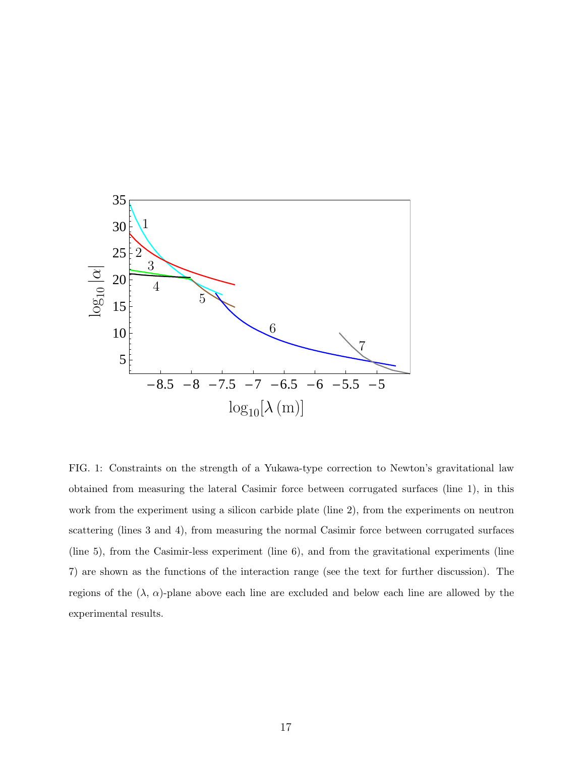FIG. 1: Constraints on the strength of a Yukawa-type correction to Newton's gravitational law obtained from measuring the lateral Casimir force between corrugated surfaces (line 1), in this work from the experiment using a silicon carbide plate (line 2), from the experiments on neutron scattering (lines 3 and 4), from measuring the normal Casimir force between corrugated surfaces (line 5), from the Casimir-less experiment (line 6), and from the gravitational experiments (line 7) are shown as the functions of the interaction range (see the text for further discussion). The regions of the $(\lambda, \alpha)$-plane above each line are excluded and below each line are allowed by the experimental results.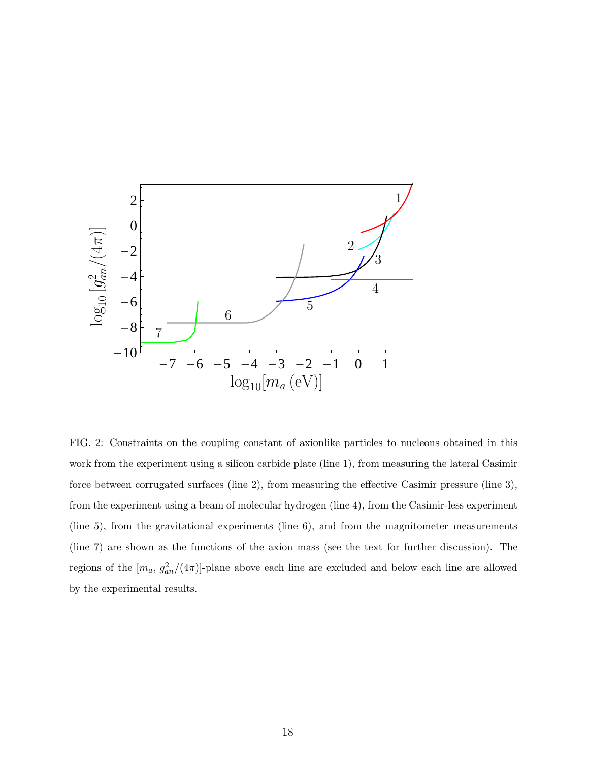$\log_{10}[g_{an}^2/(4\pi)]$

2
0
−2
−4
−6
−8
−10

−7 −6 −5 −4 −3 −2 −1 0 1

$\log_{10}[m_a\,(\mathrm{eV})]$

1
2
3
4
5
6
7

FIG. 2: Constraints on the coupling constant of axionlike particles to nucleons obtained in this work from the experiment using a silicon carbide plate (line 1), from measuring the lateral Casimir force between corrugated surfaces (line 2), from measuring the effective Casimir pressure (line 3), from the experiment using a beam of molecular hydrogen (line 4), from the Casimir-less experiment (line 5), from the gravitational experiments (line 6), and from the magnitometer measurements (line 7) are shown as the functions of the axion mass (see the text for further discussion). The regions of the $[m_a,\, g_{an}^2/(4\pi)]$-plane above each line are excluded and below each line are allowed by the experimental results.